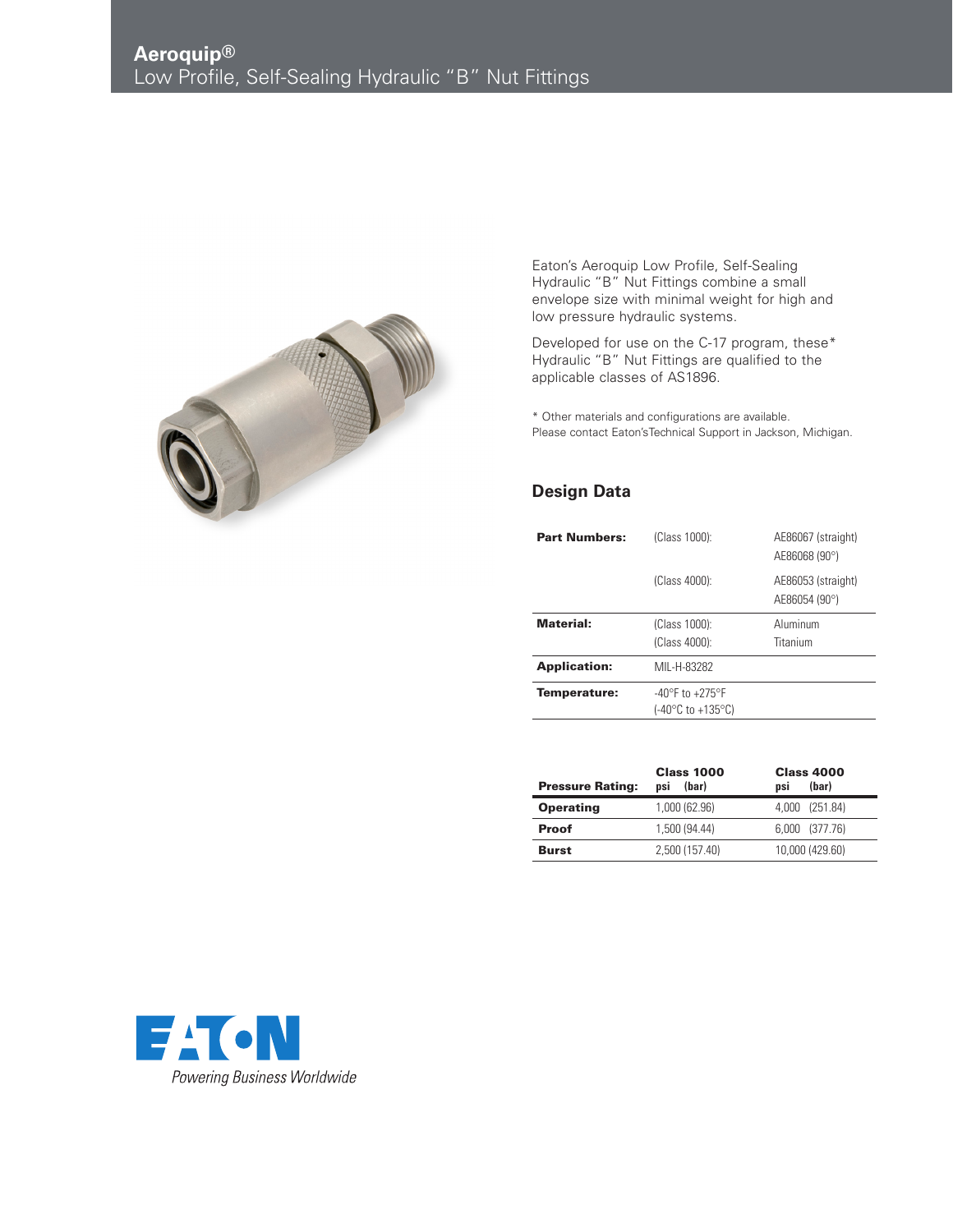# Aeroquip®

## Low Profile, Self-Sealing Hydraulic "B" Nut Fittings

Eaton's Aeroquip Low Profile, Self-Sealing Hydraulic "B" Nut Fittings combine a small envelope size with minimal weight for high and low pressure hydraulic systems.

Developed for use on the C-17 program, these* Hydraulic "B" Nut Fittings are qualified to the applicable classes of AS1896.

* Other materials and configurations are available. Please contact Eaton's Technical Support in Jackson, Michigan.

### Design Data

| | | |
|---|---|---|
| **Part Numbers:** | (Class 1000): | AE86067 (straight)<br>AE86068 (90°) |
| | (Class 4000): | AE86053 (straight)<br>AE86054 (90°) |
| **Material:** | (Class 1000):<br>(Class 4000): | Aluminum<br>Titanium |
| **Application:** | MIL-H-83282 | |
| **Temperature:** | -40°F to +275°F<br>(-40°C to +135°C) | |

| **Pressure Rating:** | **Class 1000** psi (bar) | **Class 4000** psi (bar) |
|---|---|---|
| **Operating** | 1,000 (62.96) | 4,000 (251.84) |
| **Proof** | 1,500 (94.44) | 6,000 (377.76) |
| **Burst** | 2,500 (157.40) | 10,000 (429.60) |

EATON
*Powering Business Worldwide*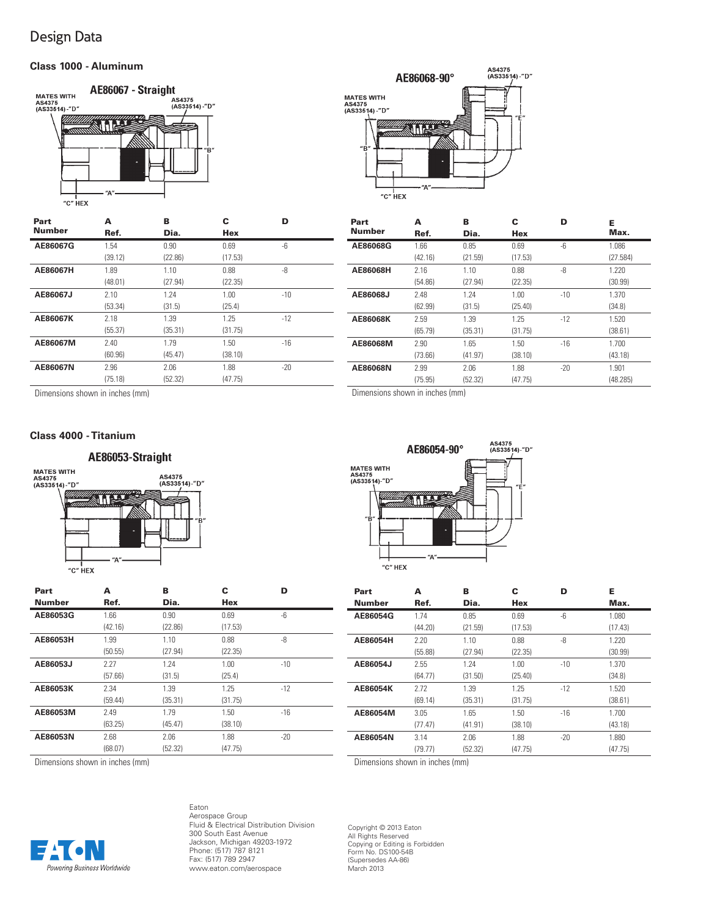# Design Data

## Class 1000 - Aluminum

### AE86067 - Straight

MATES WITH AS4375 (AS33514) -"D"

AS4375 (AS33514) -"D"

"B"

"A"

"C" HEX

| Part Number | A Ref. | B Dia. | C Hex | D |
|---|---|---|---|---|
| AE86067G | 1.54 (39.12) | 0.90 (22.86) | 0.69 (17.53) | -6 |
| AE86067H | 1.89 (48.01) | 1.10 (27.94) | 0.88 (22.35) | -8 |
| AE86067J | 2.10 (53.34) | 1.24 (31.5) | 1.00 (25.4) | -10 |
| AE86067K | 2.18 (55.37) | 1.39 (35.31) | 1.25 (31.75) | -12 |
| AE86067M | 2.40 (60.96) | 1.79 (45.47) | 1.50 (38.10) | -16 |
| AE86067N | 2.96 (75.18) | 2.06 (52.32) | 1.88 (47.75) | -20 |

Dimensions shown in inches (mm)

### AE86068-90°

MATES WITH AS4375 (AS33514) -"D"

AS4375 (AS33514) -"D"

"E"

"B"

"A"

"C" HEX

| Part Number | A Ref. | B Dia. | C Hex | D | E Max. |
|---|---|---|---|---|---|
| AE86068G | 1.66 (42.16) | 0.85 (21.59) | 0.69 (17.53) | -6 | 1.086 (27.584) |
| AE86068H | 2.16 (54.86) | 1.10 (27.94) | 0.88 (22.35) | -8 | 1.220 (30.99) |
| AE86068J | 2.48 (62.99) | 1.24 (31.5) | 1.00 (25.40) | -10 | 1.370 (34.8) |
| AE86068K | 2.59 (65.79) | 1.39 (35.31) | 1.25 (31.75) | -12 | 1.520 (38.61) |
| AE86068M | 2.90 (73.66) | 1.65 (41.97) | 1.50 (38.10) | -16 | 1.700 (43.18) |
| AE86068N | 2.99 (75.95) | 2.06 (52.32) | 1.88 (47.75) | -20 | 1.901 (48.285) |

Dimensions shown in inches (mm)

## Class 4000 - Titanium

### AE86053-Straight

MATES WITH AS4375 (AS33514) -"D"

AS4375 (AS33514) -"D"

"B"

"A"

"C" HEX

| Part Number | A Ref. | B Dia. | C Hex | D |
|---|---|---|---|---|
| AE86053G | 1.66 (42.16) | 0.90 (22.86) | 0.69 (17.53) | -6 |
| AE86053H | 1.99 (50.55) | 1.10 (27.94) | 0.88 (22.35) | -8 |
| AE86053J | 2.27 (57.66) | 1.24 (31.5) | 1.00 (25.4) | -10 |
| AE86053K | 2.34 (59.44) | 1.39 (35.31) | 1.25 (31.75) | -12 |
| AE86053M | 2.49 (63.25) | 1.79 (45.47) | 1.50 (38.10) | -16 |
| AE86053N | 2.68 (68.07) | 2.06 (52.32) | 1.88 (47.75) | -20 |

Dimensions shown in inches (mm)

### AE86054-90°

MATES WITH AS4375 (AS33514)-"D"

AS4375 (AS33514) -"D"

"E"

"B"

"A"

"C" HEX

| Part Number | A Ref. | B Dia. | C Hex | D | E Max. |
|---|---|---|---|---|---|
| AE86054G | 1.74 (44.20) | 0.85 (21.59) | 0.69 (17.53) | -6 | 1.080 (17.43) |
| AE86054H | 2.20 (55.88) | 1.10 (27.94) | 0.88 (22.35) | -8 | 1.220 (30.99) |
| AE86054J | 2.55 (64.77) | 1.24 (31.50) | 1.00 (25.40) | -10 | 1.370 (34.8) |
| AE86054K | 2.72 (69.14) | 1.39 (35.31) | 1.25 (31.75) | -12 | 1.520 (38.61) |
| AE86054M | 3.05 (77.47) | 1.65 (41.91) | 1.50 (38.10) | -16 | 1.700 (43.18) |
| AE86054N | 3.14 (79.77) | 2.06 (52.32) | 1.88 (47.75) | -20 | 1.880 (47.75) |

Dimensions shown in inches (mm)

EATON
Powering Business Worldwide

Eaton
Aerospace Group
Fluid & Electrical Distribution Division
300 South East Avenue
Jackson, Michigan 49203-1972
Phone: (517) 787 8121
Fax: (517) 789 2947
www.eaton.com/aerospace

Copyright © 2013 Eaton
All Rights Reserved
Copying or Editing is Forbidden
Form No. DS100-54B
(Supersedes AA-86)
March 2013